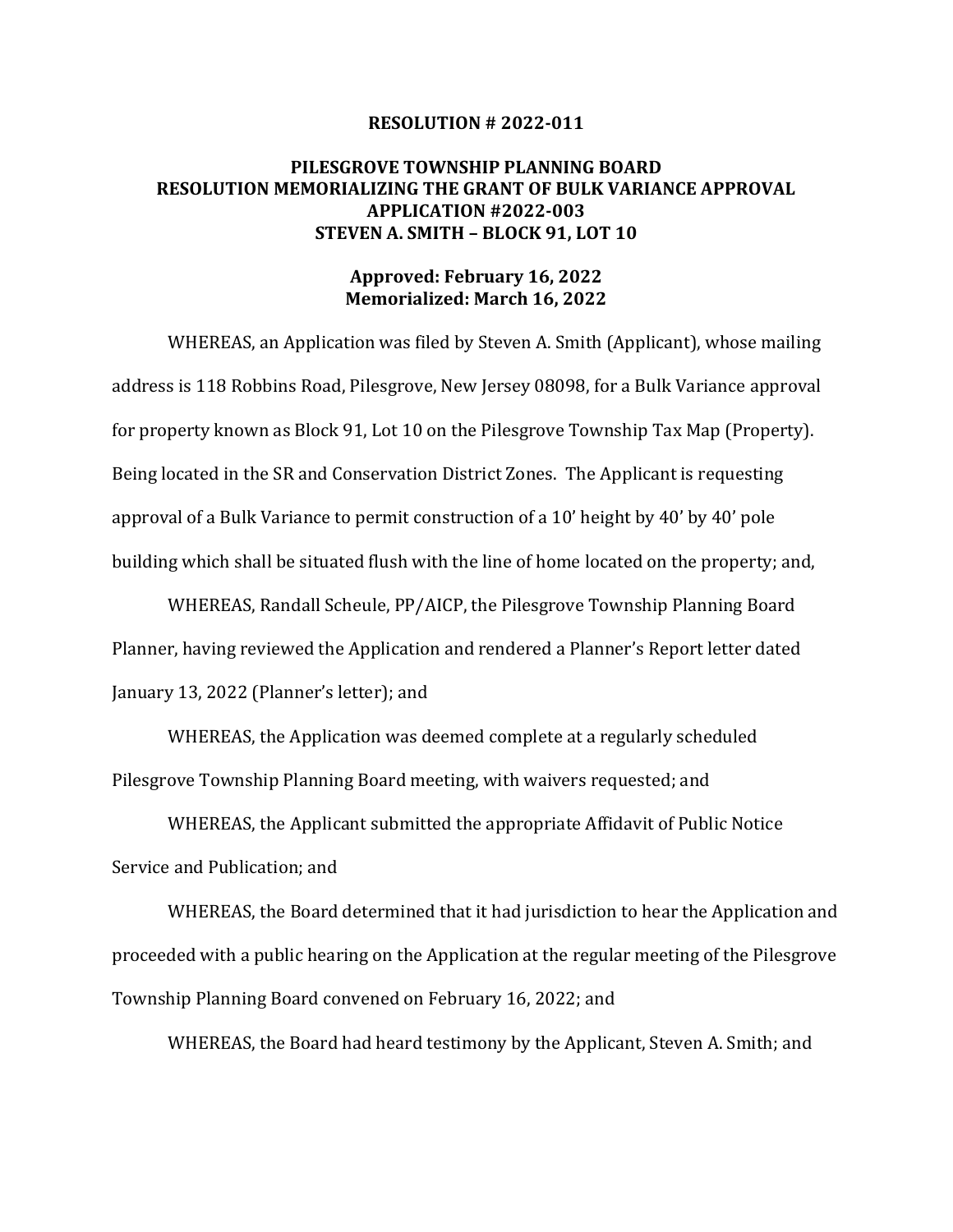**RESOLUTION # 2022-011**

**PILESGROVE TOWNSHIP PLANNING BOARD**
**RESOLUTION MEMORIALIZING THE GRANT OF BULK VARIANCE APPROVAL**
**APPLICATION #2022-003**
**STEVEN A. SMITH – BLOCK 91, LOT 10**

**Approved: February 16, 2022**
**Memorialized: March 16, 2022**

WHEREAS, an Application was filed by Steven A. Smith (Applicant), whose mailing address is 118 Robbins Road, Pilesgrove, New Jersey 08098, for a Bulk Variance approval for property known as Block 91, Lot 10 on the Pilesgrove Township Tax Map (Property). Being located in the SR and Conservation District Zones. The Applicant is requesting approval of a Bulk Variance to permit construction of a 10' height by 40' by 40' pole building which shall be situated flush with the line of home located on the property; and,

WHEREAS, Randall Scheule, PP/AICP, the Pilesgrove Township Planning Board Planner, having reviewed the Application and rendered a Planner's Report letter dated January 13, 2022 (Planner's letter); and

WHEREAS, the Application was deemed complete at a regularly scheduled Pilesgrove Township Planning Board meeting, with waivers requested; and

WHEREAS, the Applicant submitted the appropriate Affidavit of Public Notice Service and Publication; and

WHEREAS, the Board determined that it had jurisdiction to hear the Application and proceeded with a public hearing on the Application at the regular meeting of the Pilesgrove Township Planning Board convened on February 16, 2022; and

WHEREAS, the Board had heard testimony by the Applicant, Steven A. Smith; and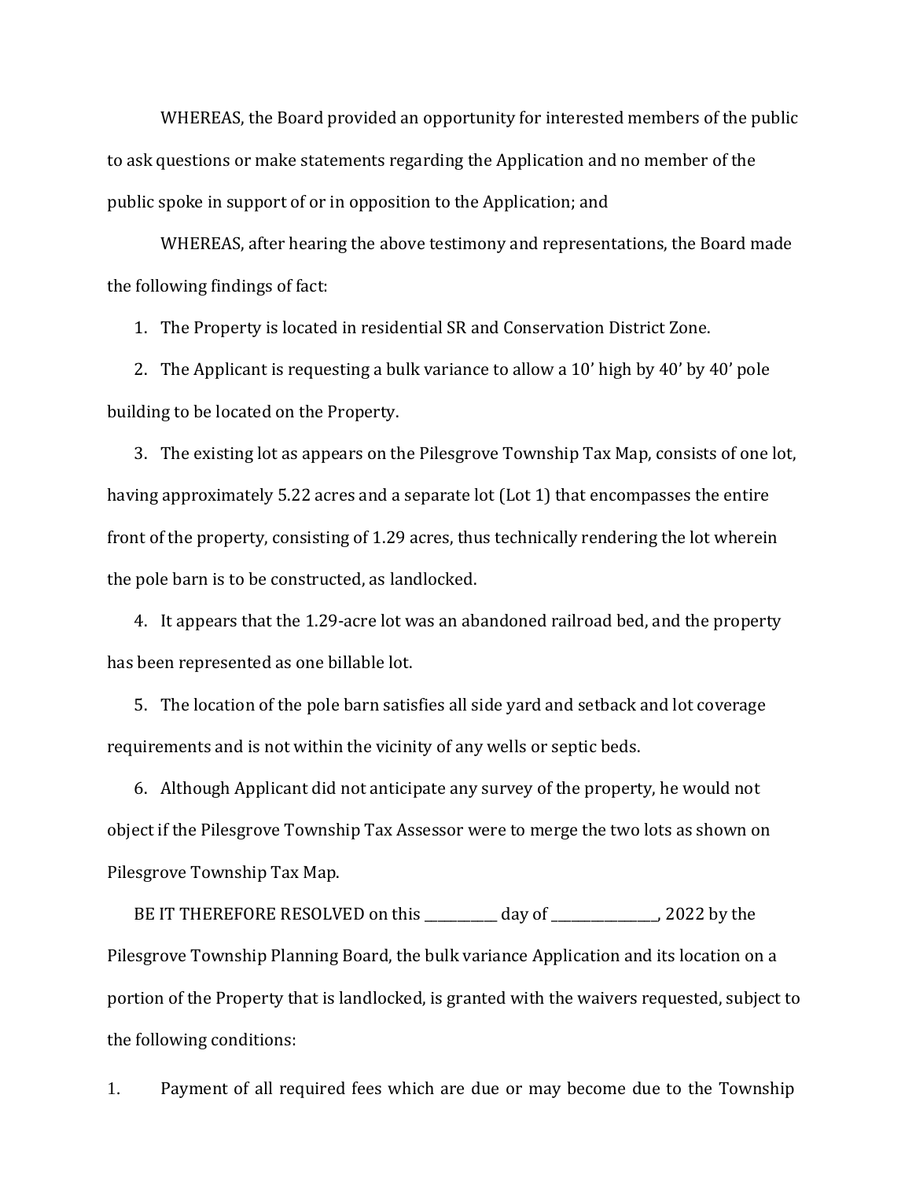WHEREAS, the Board provided an opportunity for interested members of the public to ask questions or make statements regarding the Application and no member of the public spoke in support of or in opposition to the Application; and

WHEREAS, after hearing the above testimony and representations, the Board made the following findings of fact:

1. The Property is located in residential SR and Conservation District Zone.
2. The Applicant is requesting a bulk variance to allow a 10' high by 40' by 40' pole building to be located on the Property.
3. The existing lot as appears on the Pilesgrove Township Tax Map, consists of one lot, having approximately 5.22 acres and a separate lot (Lot 1) that encompasses the entire front of the property, consisting of 1.29 acres, thus technically rendering the lot wherein the pole barn is to be constructed, as landlocked.
4. It appears that the 1.29-acre lot was an abandoned railroad bed, and the property has been represented as one billable lot.
5. The location of the pole barn satisfies all side yard and setback and lot coverage requirements and is not within the vicinity of any wells or septic beds.
6. Although Applicant did not anticipate any survey of the property, he would not object if the Pilesgrove Township Tax Assessor were to merge the two lots as shown on Pilesgrove Township Tax Map.

BE IT THEREFORE RESOLVED on this __________ day of _______________, 2022 by the Pilesgrove Township Planning Board, the bulk variance Application and its location on a portion of the Property that is landlocked, is granted with the waivers requested, subject to the following conditions:

1. Payment of all required fees which are due or may become due to the Township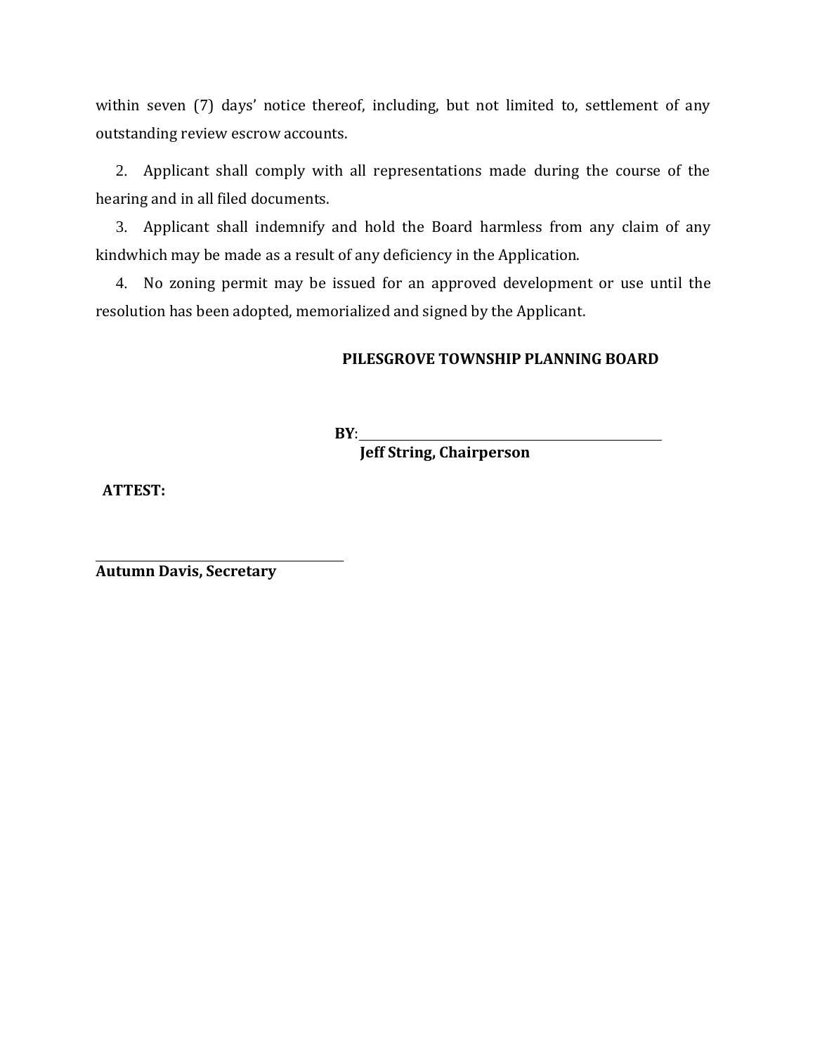within seven (7) days' notice thereof, including, but not limited to, settlement of any outstanding review escrow accounts.

2. Applicant shall comply with all representations made during the course of the hearing and in all filed documents.

3. Applicant shall indemnify and hold the Board harmless from any claim of any kindwhich may be made as a result of any deficiency in the Application.

4. No zoning permit may be issued for an approved development or use until the resolution has been adopted, memorialized and signed by the Applicant.

**PILESGROVE TOWNSHIP PLANNING BOARD**

**BY**: ______________________________

**Jeff String, Chairperson**

**ATTEST:**

______________________________

**Autumn Davis, Secretary**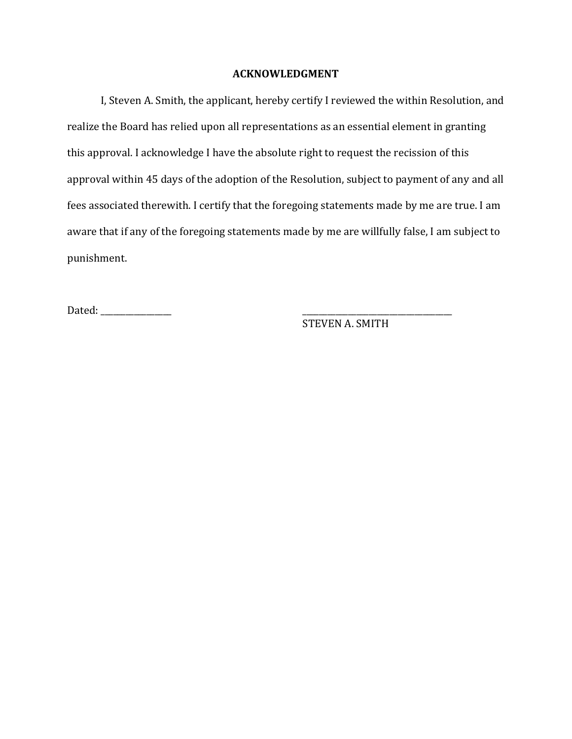## ACKNOWLEDGMENT

I, Steven A. Smith, the applicant, hereby certify I reviewed the within Resolution, and realize the Board has relied upon all representations as an essential element in granting this approval. I acknowledge I have the absolute right to request the recission of this approval within 45 days of the adoption of the Resolution, subject to payment of any and all fees associated therewith. I certify that the foregoing statements made by me are true. I am aware that if any of the foregoing statements made by me are willfully false, I am subject to punishment.

Dated: ________________

___________________________________
STEVEN A. SMITH